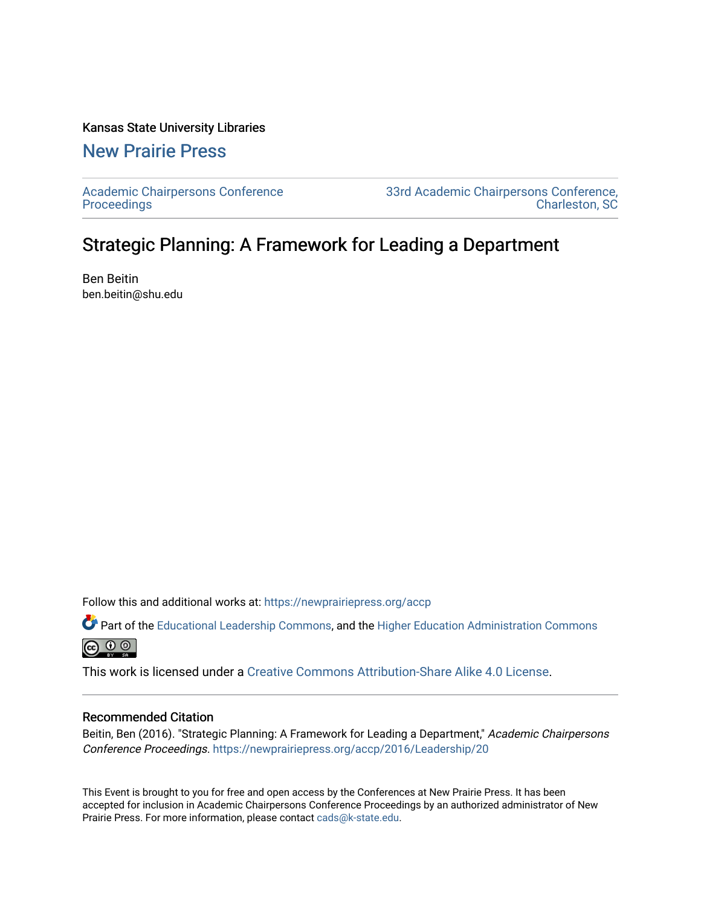Kansas State University Libraries

## New Prairie Press

Academic Chairpersons Conference Proceedings

33rd Academic Chairpersons Conference, Charleston, SC

# Strategic Planning: A Framework for Leading a Department

Ben Beitin
ben.beitin@shu.edu

Follow this and additional works at: https://newprairiepress.org/accp

Part of the Educational Leadership Commons, and the Higher Education Administration Commons

This work is licensed under a Creative Commons Attribution-Share Alike 4.0 License.

### Recommended Citation

Beitin, Ben (2016). "Strategic Planning: A Framework for Leading a Department," *Academic Chairpersons Conference Proceedings*. https://newprairiepress.org/accp/2016/Leadership/20

This Event is brought to you for free and open access by the Conferences at New Prairie Press. It has been accepted for inclusion in Academic Chairpersons Conference Proceedings by an authorized administrator of New Prairie Press. For more information, please contact cads@k-state.edu.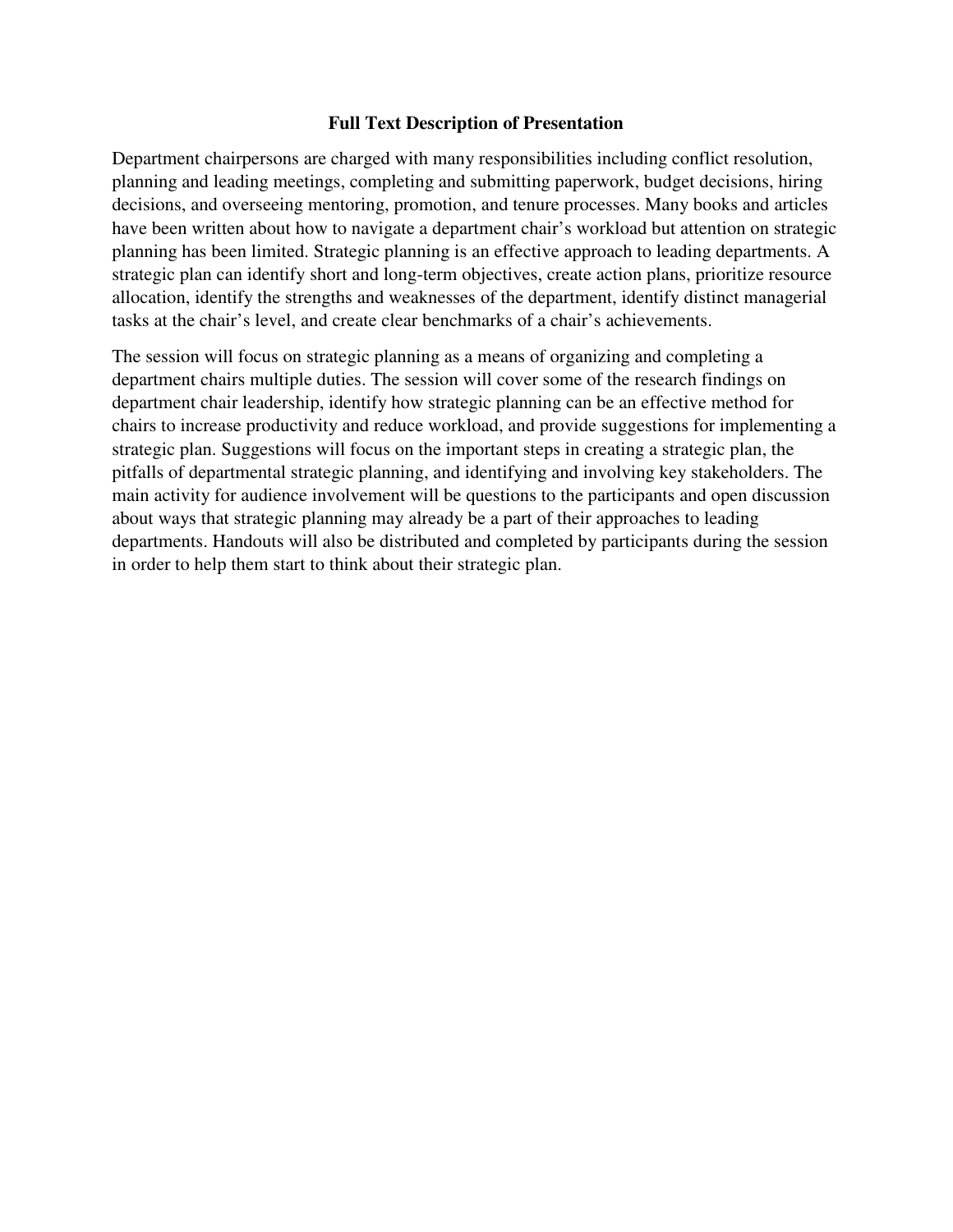**Full Text Description of Presentation**

Department chairpersons are charged with many responsibilities including conflict resolution, planning and leading meetings, completing and submitting paperwork, budget decisions, hiring decisions, and overseeing mentoring, promotion, and tenure processes. Many books and articles have been written about how to navigate a department chair's workload but attention on strategic planning has been limited. Strategic planning is an effective approach to leading departments. A strategic plan can identify short and long-term objectives, create action plans, prioritize resource allocation, identify the strengths and weaknesses of the department, identify distinct managerial tasks at the chair's level, and create clear benchmarks of a chair's achievements.

The session will focus on strategic planning as a means of organizing and completing a department chairs multiple duties. The session will cover some of the research findings on department chair leadership, identify how strategic planning can be an effective method for chairs to increase productivity and reduce workload, and provide suggestions for implementing a strategic plan. Suggestions will focus on the important steps in creating a strategic plan, the pitfalls of departmental strategic planning, and identifying and involving key stakeholders. The main activity for audience involvement will be questions to the participants and open discussion about ways that strategic planning may already be a part of their approaches to leading departments. Handouts will also be distributed and completed by participants during the session in order to help them start to think about their strategic plan.